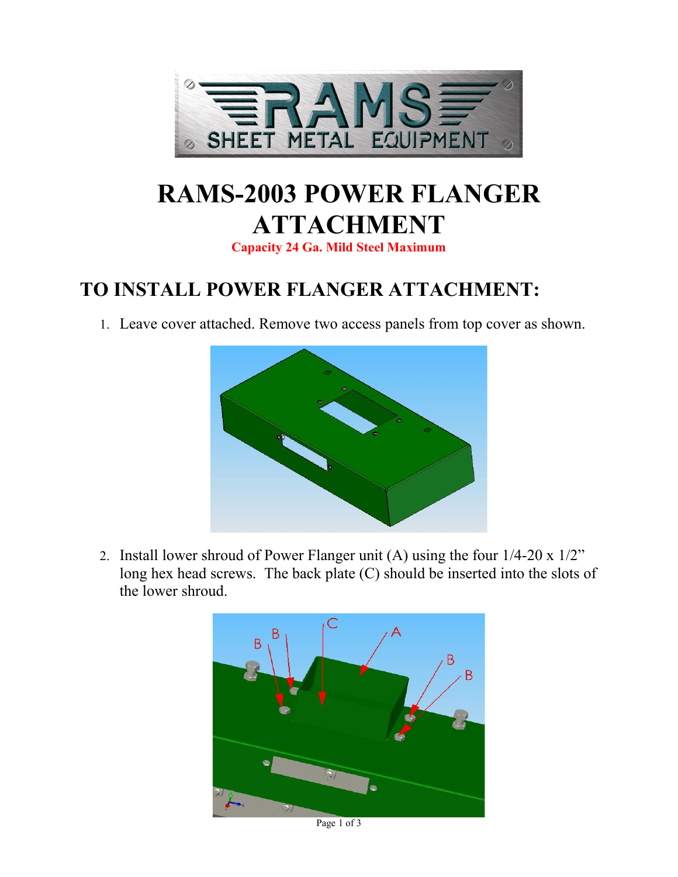# RAMS-2003 POWER FLANGER ATTACHMENT

**Capacity 24 Ga. Mild Steel Maximum**

## TO INSTALL POWER FLANGER ATTACHMENT:

1. Leave cover attached. Remove two access panels from top cover as shown.

2. Install lower shroud of Power Flanger unit (A) using the four 1/4-20 x 1/2" long hex head screws. The back plate (C) should be inserted into the slots of the lower shroud.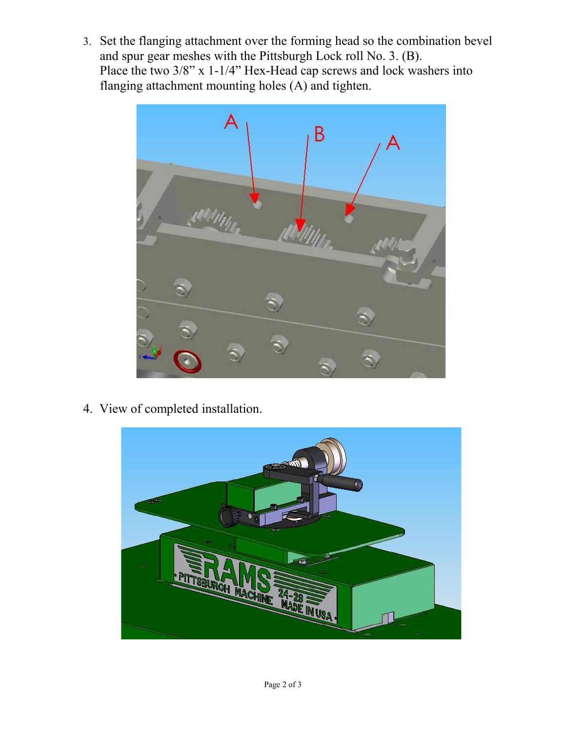3. Set the flanging attachment over the forming head so the combination bevel and spur gear meshes with the Pittsburgh Lock roll No. 3. (B). Place the two 3/8” x 1-1/4” Hex-Head cap screws and lock washers into flanging attachment mounting holes (A) and tighten.

4. View of completed installation.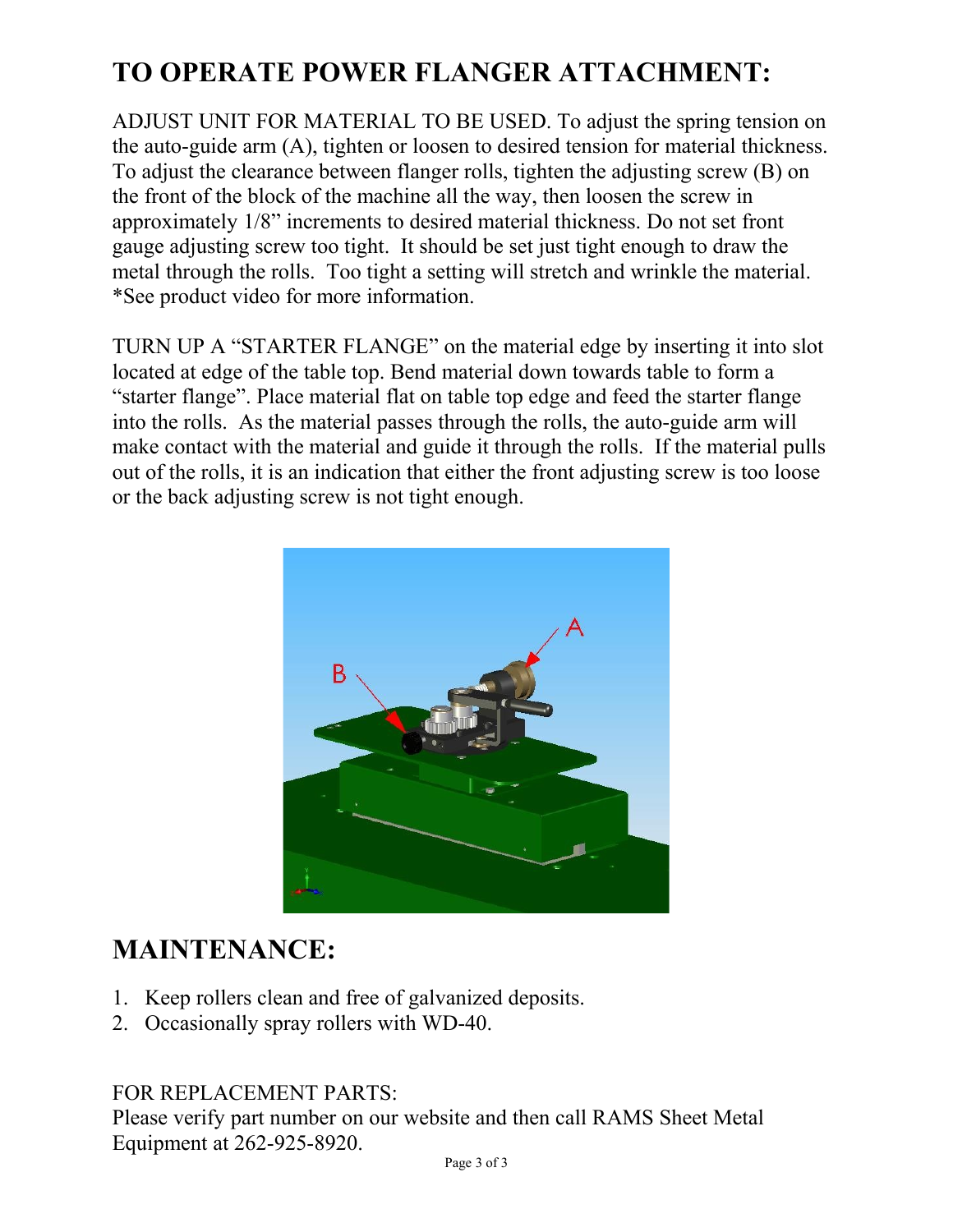# TO OPERATE POWER FLANGER ATTACHMENT:

ADJUST UNIT FOR MATERIAL TO BE USED. To adjust the spring tension on the auto-guide arm (A), tighten or loosen to desired tension for material thickness. To adjust the clearance between flanger rolls, tighten the adjusting screw (B) on the front of the block of the machine all the way, then loosen the screw in approximately 1/8" increments to desired material thickness. Do not set front gauge adjusting screw too tight. It should be set just tight enough to draw the metal through the rolls. Too tight a setting will stretch and wrinkle the material. *See product video for more information.

TURN UP A "STARTER FLANGE" on the material edge by inserting it into slot located at edge of the table top. Bend material down towards table to form a "starter flange". Place material flat on table top edge and feed the starter flange into the rolls. As the material passes through the rolls, the auto-guide arm will make contact with the material and guide it through the rolls. If the material pulls out of the rolls, it is an indication that either the front adjusting screw is too loose or the back adjusting screw is not tight enough.

A

B

# MAINTENANCE:

1. Keep rollers clean and free of galvanized deposits.
2. Occasionally spray rollers with WD-40.

FOR REPLACEMENT PARTS:
Please verify part number on our website and then call RAMS Sheet Metal Equipment at 262-925-8920.